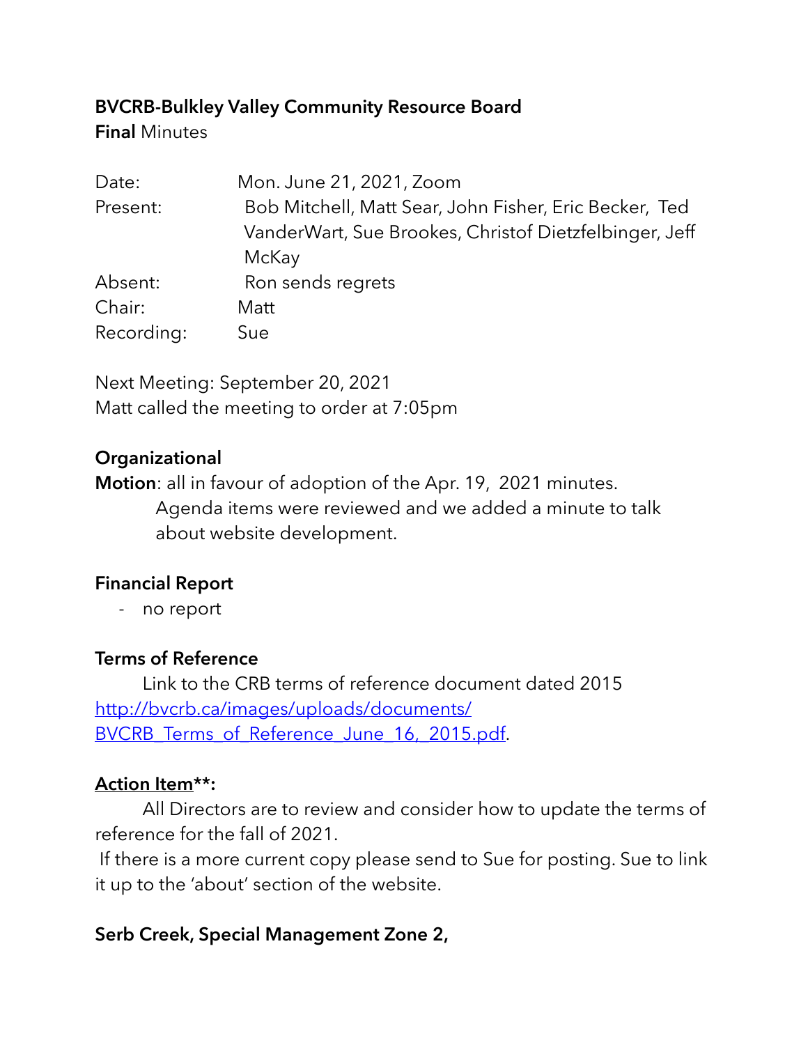**BVCRB-Bulkley Valley Community Resource Board**
**Final** Minutes

| | |
|---|---|
| Date: | Mon. June 21, 2021, Zoom |
| Present: | Bob Mitchell, Matt Sear, John Fisher, Eric Becker, Ted VanderWart, Sue Brookes, Christof Dietzfelbinger, Jeff McKay |
| Absent: | Ron sends regrets |
| Chair: | Matt |
| Recording: | Sue |

Next Meeting: September 20, 2021
Matt called the meeting to order at 7:05pm

**Organizational**

**Motion**: all in favour of adoption of the Apr. 19, 2021 minutes.
Agenda items were reviewed and we added a minute to talk about website development.

**Financial Report**

- no report

**Terms of Reference**

Link to the CRB terms of reference document dated 2015 [http://bvcrb.ca/images/uploads/documents/BVCRB_Terms_of_Reference_June_16,_2015.pdf](http://bvcrb.ca/images/uploads/documents/BVCRB_Terms_of_Reference_June_16,_2015.pdf).

**Action Item**:**

All Directors are to review and consider how to update the terms of reference for the fall of 2021.
If there is a more current copy please send to Sue for posting. Sue to link it up to the 'about' section of the website.

**Serb Creek, Special Management Zone 2,**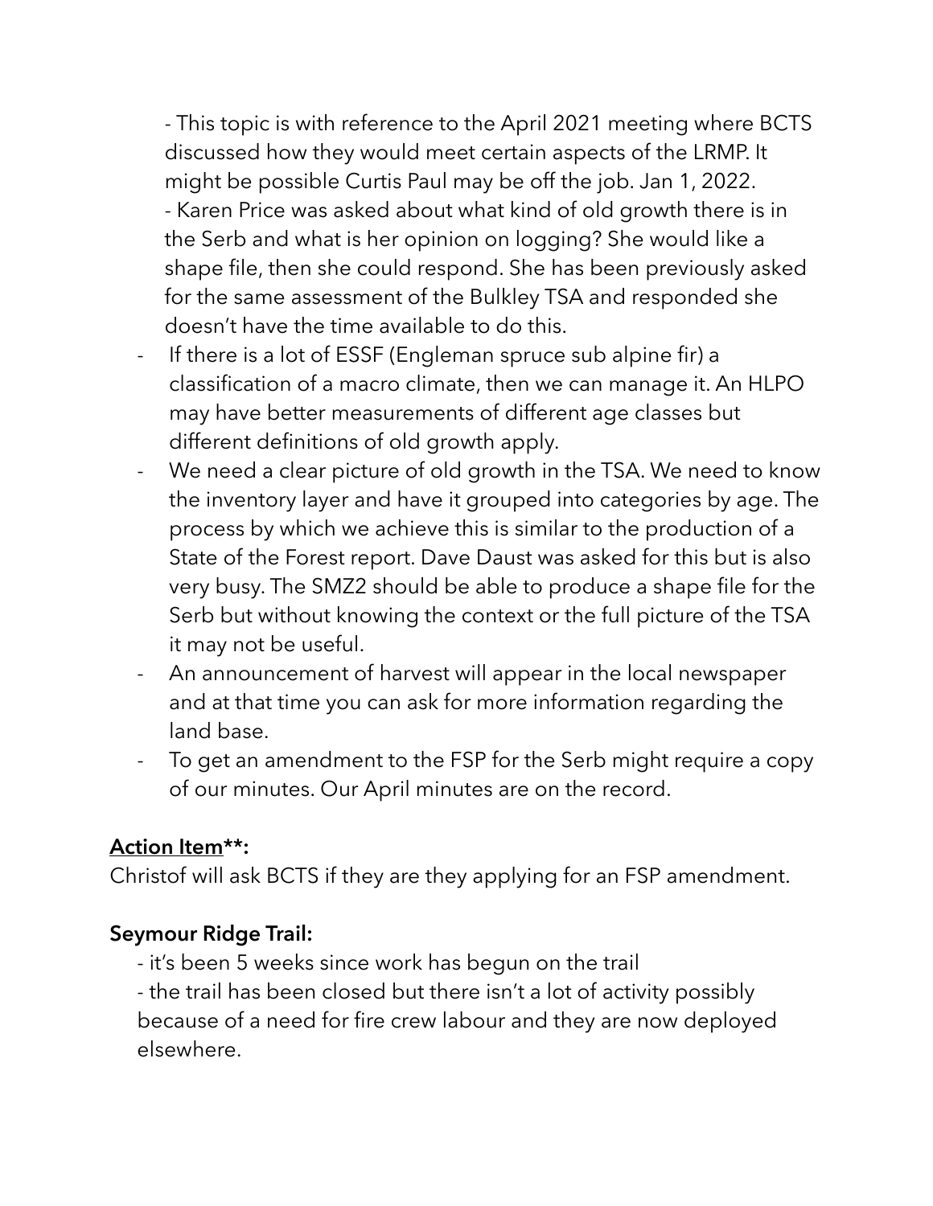- This topic is with reference to the April 2021 meeting where BCTS discussed how they would meet certain aspects of the LRMP. It might be possible Curtis Paul may be off the job. Jan 1, 2022.
- Karen Price was asked about what kind of old growth there is in the Serb and what is her opinion on logging? She would like a shape file, then she could respond. She has been previously asked for the same assessment of the Bulkley TSA and responded she doesn't have the time available to do this.
- If there is a lot of ESSF (Engleman spruce sub alpine fir) a classification of a macro climate, then we can manage it. An HLPO may have better measurements of different age classes but different definitions of old growth apply.
- We need a clear picture of old growth in the TSA. We need to know the inventory layer and have it grouped into categories by age. The process by which we achieve this is similar to the production of a State of the Forest report. Dave Daust was asked for this but is also very busy. The SMZ2 should be able to produce a shape file for the Serb but without knowing the context or the full picture of the TSA it may not be useful.
- An announcement of harvest will appear in the local newspaper and at that time you can ask for more information regarding the land base.
- To get an amendment to the FSP for the Serb might require a copy of our minutes. Our April minutes are on the record.

**Action Item\*\*:**
Christof will ask BCTS if they are they applying for an FSP amendment.

**Seymour Ridge Trail:**

- it's been 5 weeks since work has begun on the trail
- the trail has been closed but there isn't a lot of activity possibly because of a need for fire crew labour and they are now deployed elsewhere.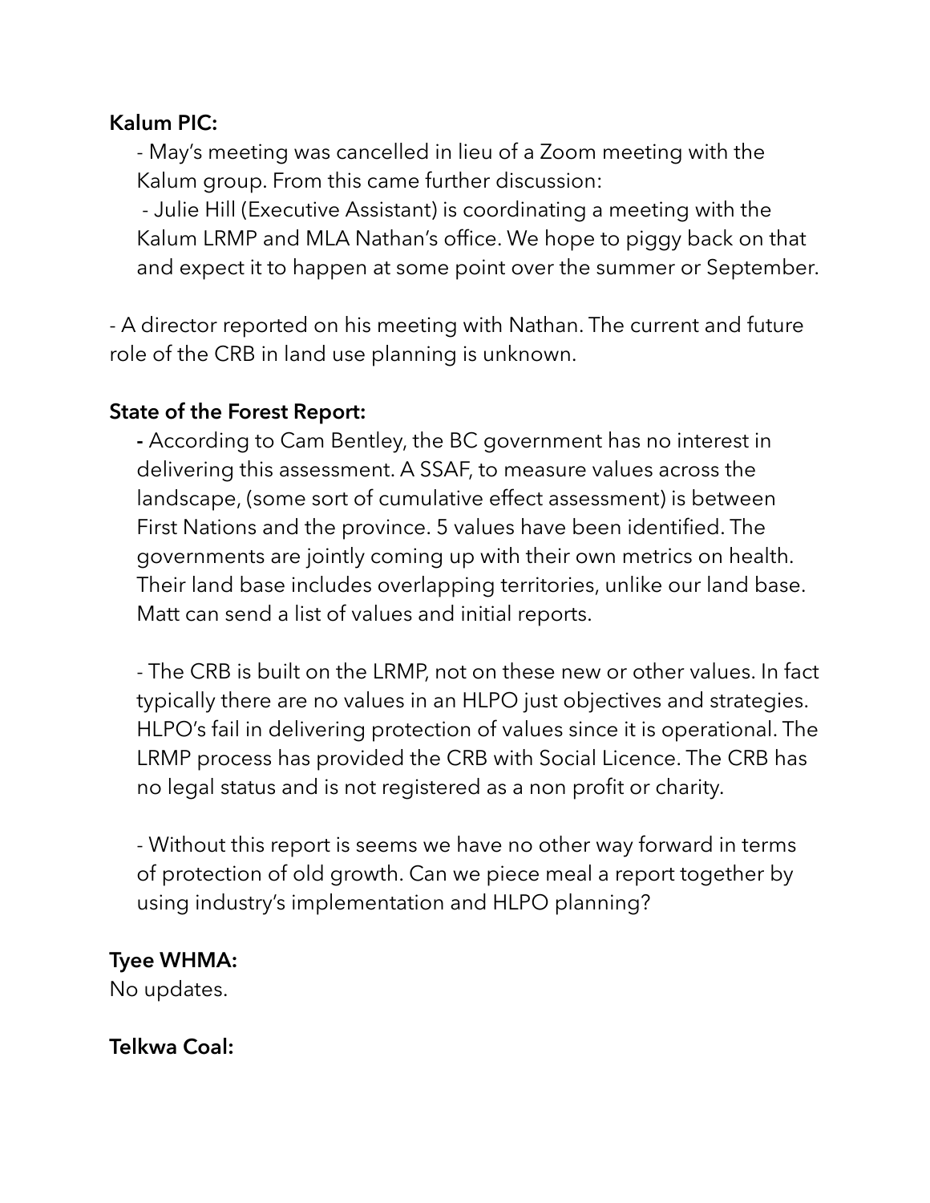**Kalum PIC:**

- May's meeting was cancelled in lieu of a Zoom meeting with the Kalum group. From this came further discussion:
- Julie Hill (Executive Assistant) is coordinating a meeting with the Kalum LRMP and MLA Nathan's office. We hope to piggy back on that and expect it to happen at some point over the summer or September.

- A director reported on his meeting with Nathan. The current and future role of the CRB in land use planning is unknown.

**State of the Forest Report:**

- According to Cam Bentley, the BC government has no interest in delivering this assessment. A SSAF, to measure values across the landscape, (some sort of cumulative effect assessment) is between First Nations and the province. 5 values have been identified. The governments are jointly coming up with their own metrics on health. Their land base includes overlapping territories, unlike our land base. Matt can send a list of values and initial reports.

- The CRB is built on the LRMP, not on these new or other values. In fact typically there are no values in an HLPO just objectives and strategies. HLPO's fail in delivering protection of values since it is operational. The LRMP process has provided the CRB with Social Licence. The CRB has no legal status and is not registered as a non profit or charity.

- Without this report is seems we have no other way forward in terms of protection of old growth. Can we piece meal a report together by using industry's implementation and HLPO planning?

**Tyee WHMA:**

No updates.

**Telkwa Coal:**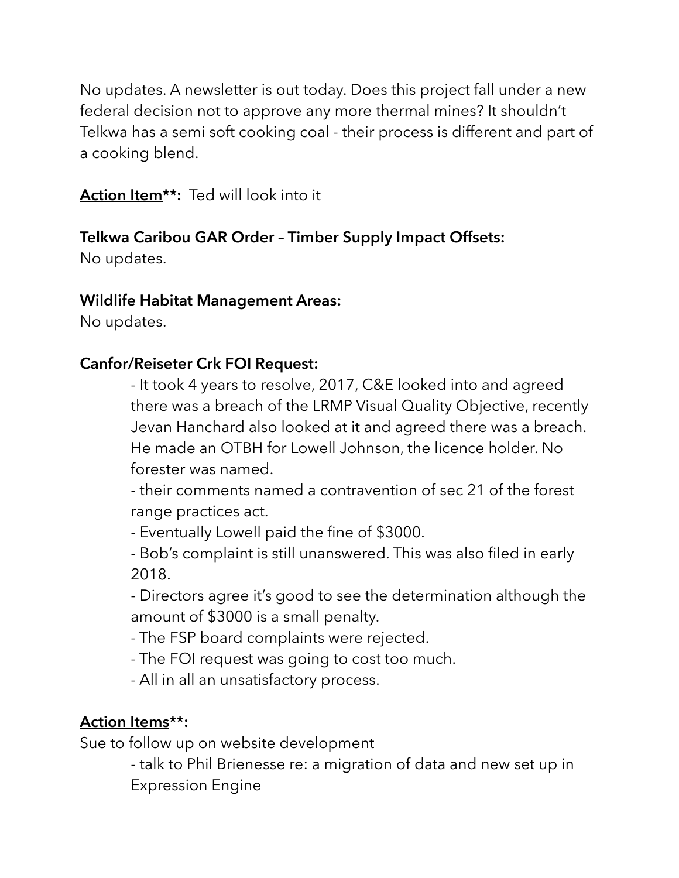No updates. A newsletter is out today. Does this project fall under a new federal decision not to approve any more thermal mines? It shouldn't Telkwa has a semi soft cooking coal - their process is different and part of a cooking blend.

<u>**Action Item**</u>**: Ted will look into it

**Telkwa Caribou GAR Order – Timber Supply Impact Offsets:**
No updates.

**Wildlife Habitat Management Areas:**
No updates.

**Canfor/Reiseter Crk FOI Request:**

- It took 4 years to resolve, 2017, C&E looked into and agreed there was a breach of the LRMP Visual Quality Objective, recently Jevan Hanchard also looked at it and agreed there was a breach. He made an OTBH for Lowell Johnson, the licence holder. No forester was named.
- their comments named a contravention of sec 21 of the forest range practices act.
- Eventually Lowell paid the fine of $3000.
- Bob's complaint is still unanswered. This was also filed in early 2018.
- Directors agree it's good to see the determination although the amount of $3000 is a small penalty.
- The FSP board complaints were rejected.
- The FOI request was going to cost too much.
- All in all an unsatisfactory process.

<u>**Action Items**</u>**:**

Sue to follow up on website development

- talk to Phil Brienesse re: a migration of data and new set up in Expression Engine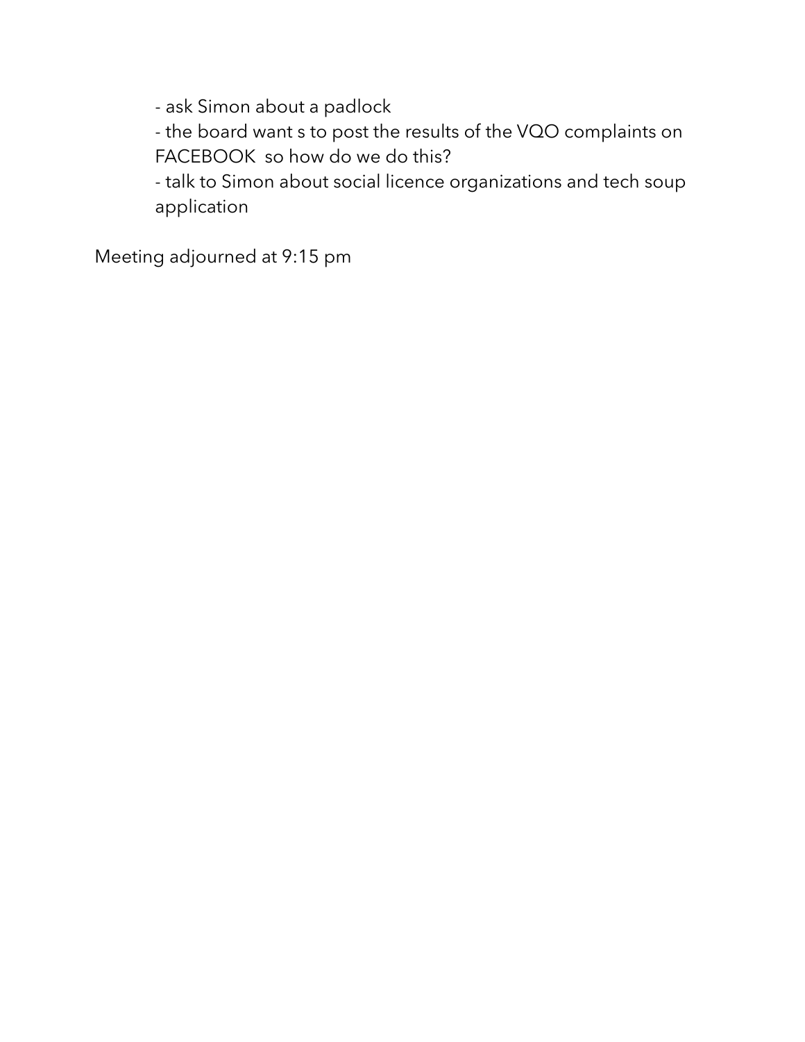- ask Simon about a padlock
- the board want s to post the results of the VQO complaints on FACEBOOK  so how do we do this?
- talk to Simon about social licence organizations and tech soup application

Meeting adjourned at 9:15 pm